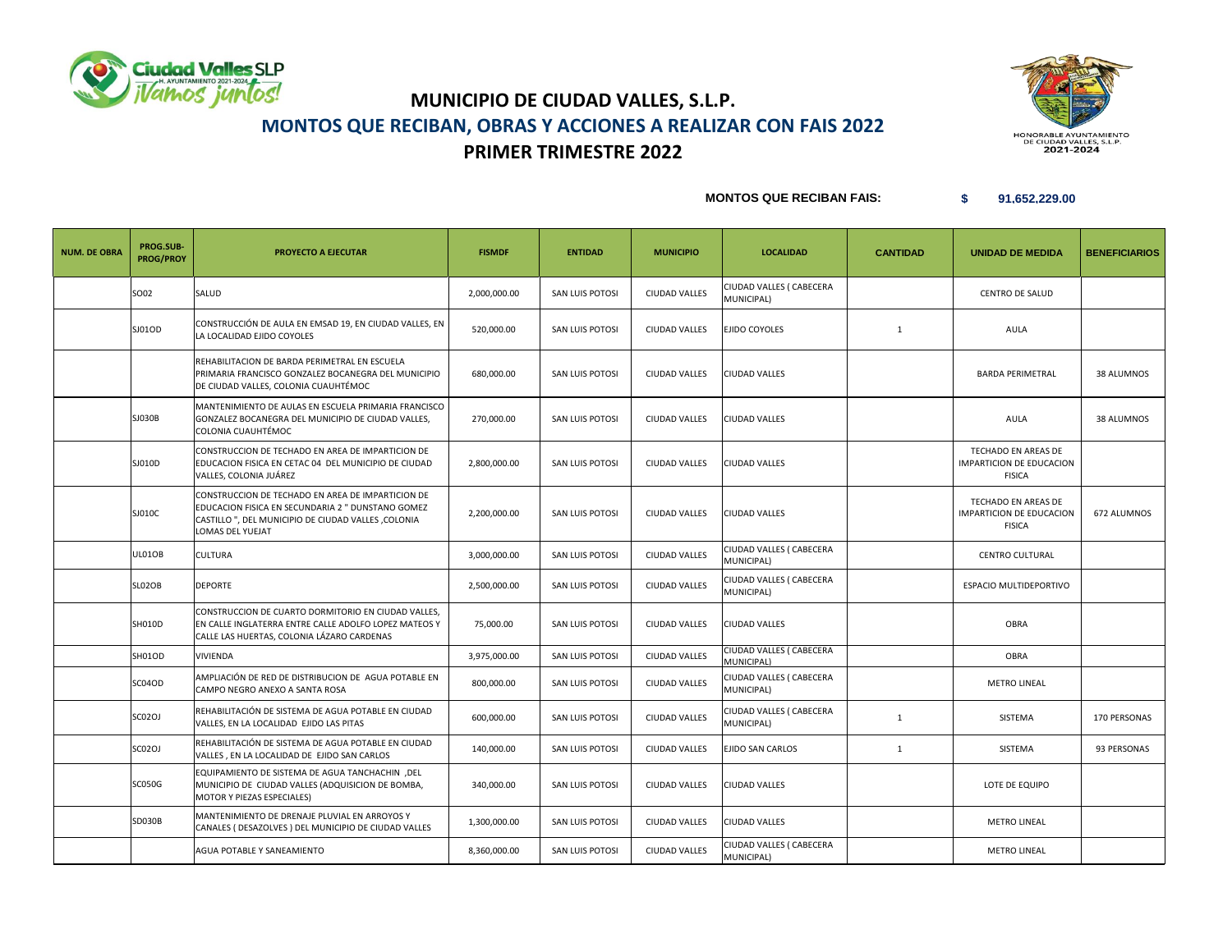# MUNICIPIO DE CIUDAD VALLES, S.L.P.

## MONTOS QUE RECIBAN, OBRAS Y ACCIONES A REALIZAR CON FAIS 2022

### PRIMER TRIMESTRE 2022

**MONTOS QUE RECIBAN FAIS:** **$ 91,652,229.00**

| NUM. DE OBRA | PROG.SUB-PROG/PROY | PROYECTO A EJECUTAR | FISMDF | ENTIDAD | MUNICIPIO | LOCALIDAD | CANTIDAD | UNIDAD DE MEDIDA | BENEFICIARIOS |
|---|---|---|---|---|---|---|---|---|---|
| | SO02 | SALUD | 2,000,000.00 | SAN LUIS POTOSI | CIUDAD VALLES | CIUDAD VALLES ( CABECERA MUNICIPAL) | | CENTRO DE SALUD | |
| | SJ01OD | CONSTRUCCIÓN DE AULA EN EMSAD 19, EN CIUDAD VALLES, EN LA LOCALIDAD EJIDO COYOLES | 520,000.00 | SAN LUIS POTOSI | CIUDAD VALLES | EJIDO COYOLES | 1 | AULA | |
| | | REHABILITACION DE BARDA PERIMETRAL EN ESCUELA PRIMARIA FRANCISCO GONZALEZ BOCANEGRA DEL MUNICIPIO DE CIUDAD VALLES, COLONIA CUAUHTÉMOC | 680,000.00 | SAN LUIS POTOSI | CIUDAD VALLES | CIUDAD VALLES | | BARDA PERIMETRAL | 38 ALUMNOS |
| | SJ030B | MANTENIMIENTO DE AULAS EN ESCUELA PRIMARIA FRANCISCO GONZALEZ BOCANEGRA DEL MUNICIPIO DE CIUDAD VALLES, COLONIA CUAUHTÉMOC | 270,000.00 | SAN LUIS POTOSI | CIUDAD VALLES | CIUDAD VALLES | | AULA | 38 ALUMNOS |
| | SJ010D | CONSTRUCCION DE TECHADO EN AREA DE IMPARTICION DE EDUCACION FISICA EN CETAC 04 DEL MUNICIPIO DE CIUDAD VALLES, COLONIA JUÁREZ | 2,800,000.00 | SAN LUIS POTOSI | CIUDAD VALLES | CIUDAD VALLES | | TECHADO EN AREAS DE IMPARTICION DE EDUCACION FISICA | |
| | SJ010C | CONSTRUCCION DE TECHADO EN AREA DE IMPARTICION DE EDUCACION FISICA EN SECUNDARIA 2 " DUNSTANO GOMEZ CASTILLO ", DEL MUNICIPIO DE CIUDAD VALLES ,COLONIA LOMAS DEL YUEJAT | 2,200,000.00 | SAN LUIS POTOSI | CIUDAD VALLES | CIUDAD VALLES | | TECHADO EN AREAS DE IMPARTICION DE EDUCACION FISICA | 672 ALUMNOS |
| | UL01OB | CULTURA | 3,000,000.00 | SAN LUIS POTOSI | CIUDAD VALLES | CIUDAD VALLES ( CABECERA MUNICIPAL) | | CENTRO CULTURAL | |
| | SL02OB | DEPORTE | 2,500,000.00 | SAN LUIS POTOSI | CIUDAD VALLES | CIUDAD VALLES ( CABECERA MUNICIPAL) | | ESPACIO MULTIDEPORTIVO | |
| | SH010D | CONSTRUCCION DE CUARTO DORMITORIO EN CIUDAD VALLES, EN CALLE INGLATERRA ENTRE CALLE ADOLFO LOPEZ MATEOS Y CALLE LAS HUERTAS, COLONIA LÁZARO CARDENAS | 75,000.00 | SAN LUIS POTOSI | CIUDAD VALLES | CIUDAD VALLES | | OBRA | |
| | SH01OD | VIVIENDA | 3,975,000.00 | SAN LUIS POTOSI | CIUDAD VALLES | CIUDAD VALLES ( CABECERA MUNICIPAL) | | OBRA | |
| | SC04OD | AMPLIACIÓN DE RED DE DISTRIBUCION DE AGUA POTABLE EN CAMPO NEGRO ANEXO A SANTA ROSA | 800,000.00 | SAN LUIS POTOSI | CIUDAD VALLES | CIUDAD VALLES ( CABECERA MUNICIPAL) | | METRO LINEAL | |
| | SC02OJ | REHABILITACIÓN DE SISTEMA DE AGUA POTABLE EN CIUDAD VALLES, EN LA LOCALIDAD EJIDO LAS PITAS | 600,000.00 | SAN LUIS POTOSI | CIUDAD VALLES | CIUDAD VALLES ( CABECERA MUNICIPAL) | 1 | SISTEMA | 170 PERSONAS |
| | SC02OJ | REHABILITACIÓN DE SISTEMA DE AGUA POTABLE EN CIUDAD VALLES , EN LA LOCALIDAD DE EJIDO SAN CARLOS | 140,000.00 | SAN LUIS POTOSI | CIUDAD VALLES | EJIDO SAN CARLOS | 1 | SISTEMA | 93 PERSONAS |
| | SC050G | EQUIPAMIENTO DE SISTEMA DE AGUA TANCHACHIN ,DEL MUNICIPIO DE CIUDAD VALLES (ADQUISICION DE BOMBA, MOTOR Y PIEZAS ESPECIALES) | 340,000.00 | SAN LUIS POTOSI | CIUDAD VALLES | CIUDAD VALLES | | LOTE DE EQUIPO | |
| | SD030B | MANTENIMIENTO DE DRENAJE PLUVIAL EN ARROYOS Y CANALES ( DESAZOLVES ) DEL MUNICIPIO DE CIUDAD VALLES | 1,300,000.00 | SAN LUIS POTOSI | CIUDAD VALLES | CIUDAD VALLES | | METRO LINEAL | |
| | | AGUA POTABLE Y SANEAMIENTO | 8,360,000.00 | SAN LUIS POTOSI | CIUDAD VALLES | CIUDAD VALLES ( CABECERA MUNICIPAL) | | METRO LINEAL | |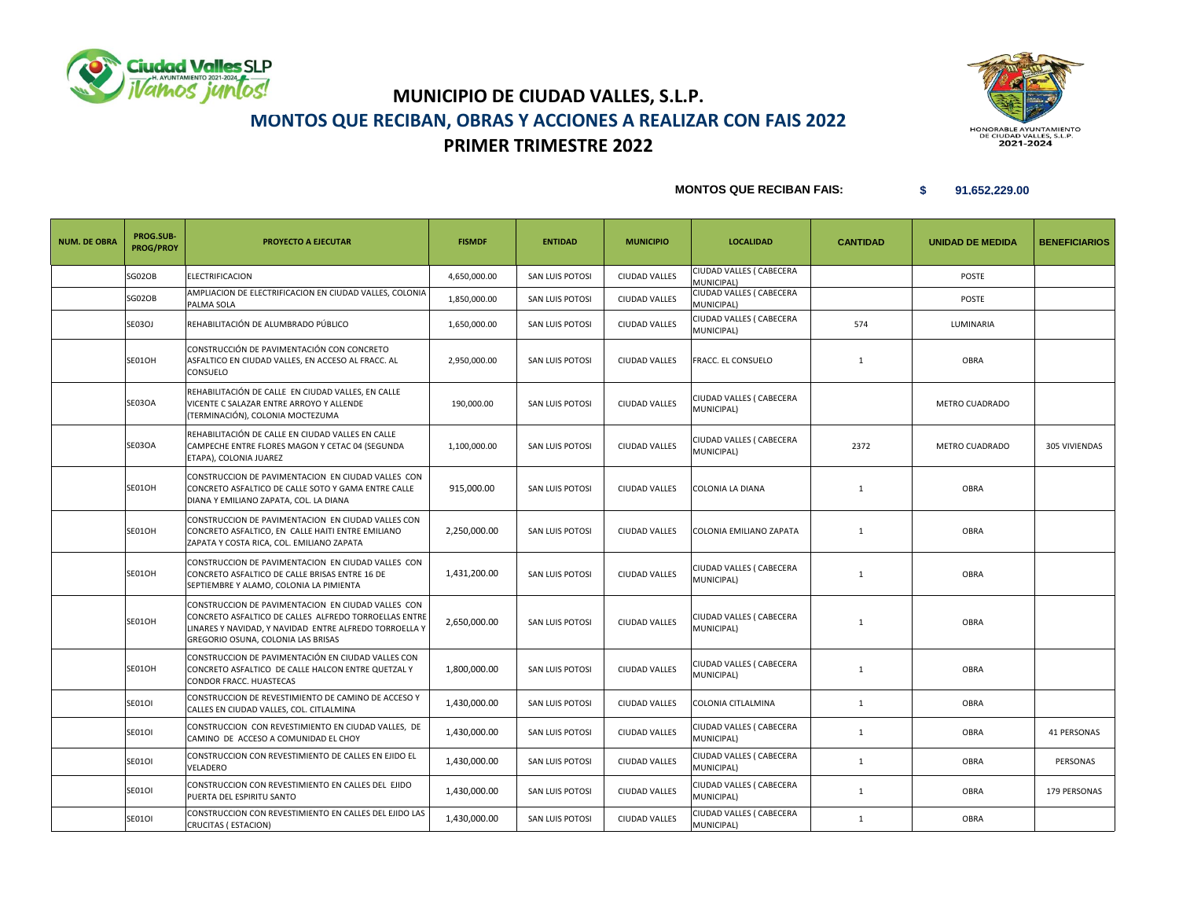# MUNICIPIO DE CIUDAD VALLES, S.L.P.

## MONTOS QUE RECIBAN, OBRAS Y ACCIONES A REALIZAR CON FAIS 2022

## PRIMER TRIMESTRE 2022

**MONTOS QUE RECIBAN FAIS:** $ 91,652,229.00

| NUM. DE OBRA | PROG.SUB-PROG/PROY | PROYECTO A EJECUTAR | FISMDF | ENTIDAD | MUNICIPIO | LOCALIDAD | CANTIDAD | UNIDAD DE MEDIDA | BENEFICIARIOS |
|---|---|---|---|---|---|---|---|---|---|
| | SG02OB | ELECTRIFICACION | 4,650,000.00 | SAN LUIS POTOSI | CIUDAD VALLES | CIUDAD VALLES ( CABECERA MUNICIPAL) | | POSTE | |
| | SG02OB | AMPLIACION DE ELECTRIFICACION EN CIUDAD VALLES, COLONIA PALMA SOLA | 1,850,000.00 | SAN LUIS POTOSI | CIUDAD VALLES | CIUDAD VALLES ( CABECERA MUNICIPAL) | | POSTE | |
| | SE03OJ | REHABILITACIÓN DE ALUMBRADO PÚBLICO | 1,650,000.00 | SAN LUIS POTOSI | CIUDAD VALLES | CIUDAD VALLES ( CABECERA MUNICIPAL) | 574 | LUMINARIA | |
| | SE01OH | CONSTRUCCIÓN DE PAVIMENTACIÓN CON CONCRETO ASFALTICO EN CIUDAD VALLES, EN ACCESO AL FRACC. AL CONSUELO | 2,950,000.00 | SAN LUIS POTOSI | CIUDAD VALLES | FRACC. EL CONSUELO | 1 | OBRA | |
| | SE03OA | REHABILITACIÓN DE CALLE EN CIUDAD VALLES, EN CALLE VICENTE C SALAZAR ENTRE ARROYO Y ALLENDE (TERMINACIÓN), COLONIA MOCTEZUMA | 190,000.00 | SAN LUIS POTOSI | CIUDAD VALLES | CIUDAD VALLES ( CABECERA MUNICIPAL) | | METRO CUADRADO | |
| | SE03OA | REHABILITACIÓN DE CALLE EN CIUDAD VALLES EN CALLE CAMPECHE ENTRE FLORES MAGON Y CETAC 04 (SEGUNDA ETAPA), COLONIA JUAREZ | 1,100,000.00 | SAN LUIS POTOSI | CIUDAD VALLES | CIUDAD VALLES ( CABECERA MUNICIPAL) | 2372 | METRO CUADRADO | 305 VIVIENDAS |
| | SE01OH | CONSTRUCCION DE PAVIMENTACION EN CIUDAD VALLES CON CONCRETO ASFALTICO DE CALLE SOTO Y GAMA ENTRE CALLE DIANA Y EMILIANO ZAPATA, COL. LA DIANA | 915,000.00 | SAN LUIS POTOSI | CIUDAD VALLES | COLONIA LA DIANA | 1 | OBRA | |
| | SE01OH | CONSTRUCCION DE PAVIMENTACION EN CIUDAD VALLES CON CONCRETO ASFALTICO, EN CALLE HAITI ENTRE EMILIANO ZAPATA Y COSTA RICA, COL. EMILIANO ZAPATA | 2,250,000.00 | SAN LUIS POTOSI | CIUDAD VALLES | COLONIA EMILIANO ZAPATA | 1 | OBRA | |
| | SE01OH | CONSTRUCCION DE PAVIMENTACION EN CIUDAD VALLES CON CONCRETO ASFALTICO DE CALLE BRISAS ENTRE 16 DE SEPTIEMBRE Y ALAMO, COLONIA LA PIMIENTA | 1,431,200.00 | SAN LUIS POTOSI | CIUDAD VALLES | CIUDAD VALLES ( CABECERA MUNICIPAL) | 1 | OBRA | |
| | SE01OH | CONSTRUCCION DE PAVIMENTACION EN CIUDAD VALLES CON CONCRETO ASFALTICO DE CALLES ALFREDO TORROELLAS ENTRE LINARES Y NAVIDAD, Y NAVIDAD ENTRE ALFREDO TORROELLA Y GREGORIO OSUNA, COLONIA LAS BRISAS | 2,650,000.00 | SAN LUIS POTOSI | CIUDAD VALLES | CIUDAD VALLES ( CABECERA MUNICIPAL) | 1 | OBRA | |
| | SE01OH | CONSTRUCCION DE PAVIMENTACIÓN EN CIUDAD VALLES CON CONCRETO ASFALTICO DE CALLE HALCON ENTRE QUETZAL Y CONDOR FRACC. HUASTECAS | 1,800,000.00 | SAN LUIS POTOSI | CIUDAD VALLES | CIUDAD VALLES ( CABECERA MUNICIPAL) | 1 | OBRA | |
| | SE01OI | CONSTRUCCION DE REVESTIMIENTO DE CAMINO DE ACCESO Y CALLES EN CIUDAD VALLES, COL. CITLALMINA | 1,430,000.00 | SAN LUIS POTOSI | CIUDAD VALLES | COLONIA CITLALMINA | 1 | OBRA | |
| | SE01OI | CONSTRUCCION CON REVESTIMIENTO EN CIUDAD VALLES, DE CAMINO DE ACCESO A COMUNIDAD EL CHOY | 1,430,000.00 | SAN LUIS POTOSI | CIUDAD VALLES | CIUDAD VALLES ( CABECERA MUNICIPAL) | 1 | OBRA | 41 PERSONAS |
| | SE01OI | CONSTRUCCION CON REVESTIMIENTO DE CALLES EN EJIDO EL VELADERO | 1,430,000.00 | SAN LUIS POTOSI | CIUDAD VALLES | CIUDAD VALLES ( CABECERA MUNICIPAL) | 1 | OBRA | PERSONAS |
| | SE01OI | CONSTRUCCION CON REVESTIMIENTO EN CALLES DEL EJIDO PUERTA DEL ESPIRITU SANTO | 1,430,000.00 | SAN LUIS POTOSI | CIUDAD VALLES | CIUDAD VALLES ( CABECERA MUNICIPAL) | 1 | OBRA | 179 PERSONAS |
| | SE01OI | CONSTRUCCION CON REVESTIMIENTO EN CALLES DEL EJIDO LAS CRUCITAS ( ESTACION) | 1,430,000.00 | SAN LUIS POTOSI | CIUDAD VALLES | CIUDAD VALLES ( CABECERA MUNICIPAL) | 1 | OBRA | |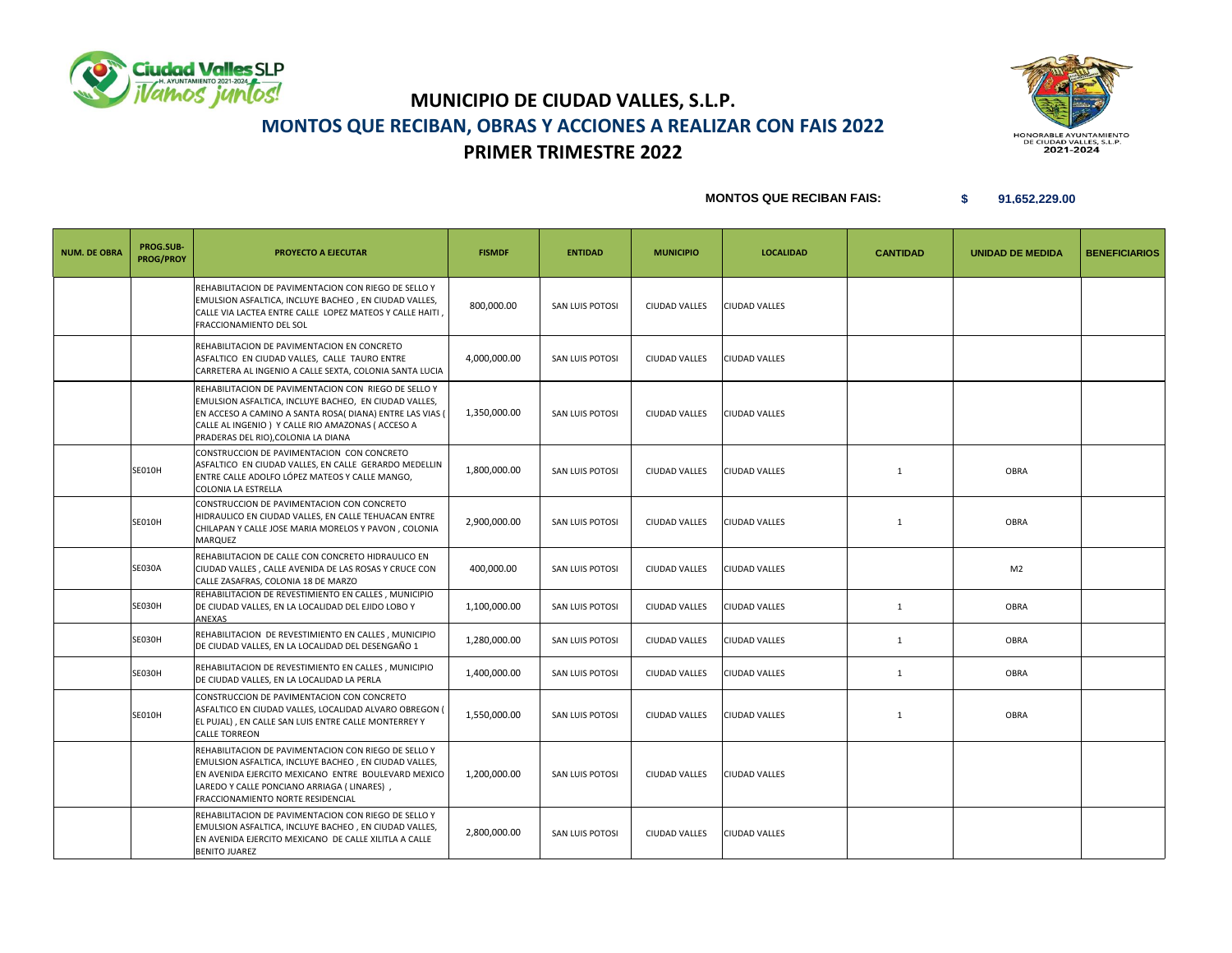# MUNICIPIO DE CIUDAD VALLES, S.L.P.

## MONTOS QUE RECIBAN, OBRAS Y ACCIONES A REALIZAR CON FAIS 2022

## PRIMER TRIMESTRE 2022

**MONTOS QUE RECIBAN FAIS:** **$ 91,652,229.00**

| NUM. DE OBRA | PROG.SUB-PROG/PROY | PROYECTO A EJECUTAR | FISMDF | ENTIDAD | MUNICIPIO | LOCALIDAD | CANTIDAD | UNIDAD DE MEDIDA | BENEFICIARIOS |
|---|---|---|---|---|---|---|---|---|---|
| | | REHABILITACION DE PAVIMENTACION CON RIEGO DE SELLO Y EMULSION ASFALTICA, INCLUYE BACHEO , EN CIUDAD VALLES, CALLE VIA LACTEA ENTRE CALLE LOPEZ MATEOS Y CALLE HAITI , FRACCIONAMIENTO DEL SOL | 800,000.00 | SAN LUIS POTOSI | CIUDAD VALLES | CIUDAD VALLES | | | |
| | | REHABILITACION DE PAVIMENTACION EN CONCRETO ASFALTICO EN CIUDAD VALLES, CALLE TAURO ENTRE CARRETERA AL INGENIO A CALLE SEXTA, COLONIA SANTA LUCIA | 4,000,000.00 | SAN LUIS POTOSI | CIUDAD VALLES | CIUDAD VALLES | | | |
| | | REHABILITACION DE PAVIMENTACION CON RIEGO DE SELLO Y EMULSION ASFALTICA, INCLUYE BACHEO, EN CIUDAD VALLES, EN ACCESO A CAMINO A SANTA ROSA( DIANA) ENTRE LAS VIAS ( CALLE AL INGENIO ) Y CALLE RIO AMAZONAS ( ACCESO A PRADERAS DEL RIO),COLONIA LA DIANA | 1,350,000.00 | SAN LUIS POTOSI | CIUDAD VALLES | CIUDAD VALLES | | | |
| | SE010H | CONSTRUCCION DE PAVIMENTACION CON CONCRETO ASFALTICO EN CIUDAD VALLES, EN CALLE GERARDO MEDELLIN ENTRE CALLE ADOLFO LÓPEZ MATEOS Y CALLE MANGO, COLONIA LA ESTRELLA | 1,800,000.00 | SAN LUIS POTOSI | CIUDAD VALLES | CIUDAD VALLES | 1 | OBRA | |
| | SE010H | CONSTRUCCION DE PAVIMENTACION CON CONCRETO HIDRAULICO EN CIUDAD VALLES, EN CALLE TEHUACAN ENTRE CHILAPAN Y CALLE JOSE MARIA MORELOS Y PAVON , COLONIA MARQUEZ | 2,900,000.00 | SAN LUIS POTOSI | CIUDAD VALLES | CIUDAD VALLES | 1 | OBRA | |
| | SE030A | REHABILITACION DE CALLE CON CONCRETO HIDRAULICO EN CIUDAD VALLES , CALLE AVENIDA DE LAS ROSAS Y CRUCE CON CALLE ZASAFRAS, COLONIA 18 DE MARZO | 400,000.00 | SAN LUIS POTOSI | CIUDAD VALLES | CIUDAD VALLES | | M2 | |
| | SE030H | REHABILITACION DE REVESTIMIENTO EN CALLES , MUNICIPIO DE CIUDAD VALLES, EN LA LOCALIDAD DEL EJIDO LOBO Y ANEXAS | 1,100,000.00 | SAN LUIS POTOSI | CIUDAD VALLES | CIUDAD VALLES | 1 | OBRA | |
| | SE030H | REHABILITACION DE REVESTIMIENTO EN CALLES , MUNICIPIO DE CIUDAD VALLES, EN LA LOCALIDAD DEL DESENGAÑO 1 | 1,280,000.00 | SAN LUIS POTOSI | CIUDAD VALLES | CIUDAD VALLES | 1 | OBRA | |
| | SE030H | REHABILITACION DE REVESTIMIENTO EN CALLES , MUNICIPIO DE CIUDAD VALLES, EN LA LOCALIDAD LA PERLA | 1,400,000.00 | SAN LUIS POTOSI | CIUDAD VALLES | CIUDAD VALLES | 1 | OBRA | |
| | SE010H | CONSTRUCCION DE PAVIMENTACION CON CONCRETO ASFALTICO EN CIUDAD VALLES, LOCALIDAD ALVARO OBREGON ( EL PUJAL) , EN CALLE SAN LUIS ENTRE CALLE MONTERREY Y CALLE TORREON | 1,550,000.00 | SAN LUIS POTOSI | CIUDAD VALLES | CIUDAD VALLES | 1 | OBRA | |
| | | REHABILITACION DE PAVIMENTACION CON RIEGO DE SELLO Y EMULSION ASFALTICA, INCLUYE BACHEO , EN CIUDAD VALLES, EN AVENIDA EJERCITO MEXICANO ENTRE BOULEVARD MEXICO LAREDO Y CALLE PONCIANO ARRIAGA ( LINARES) , FRACCIONAMIENTO NORTE RESIDENCIAL | 1,200,000.00 | SAN LUIS POTOSI | CIUDAD VALLES | CIUDAD VALLES | | | |
| | | REHABILITACION DE PAVIMENTACION CON RIEGO DE SELLO Y EMULSION ASFALTICA, INCLUYE BACHEO , EN CIUDAD VALLES, EN AVENIDA EJERCITO MEXICANO DE CALLE XILITLA A CALLE BENITO JUAREZ | 2,800,000.00 | SAN LUIS POTOSI | CIUDAD VALLES | CIUDAD VALLES | | | |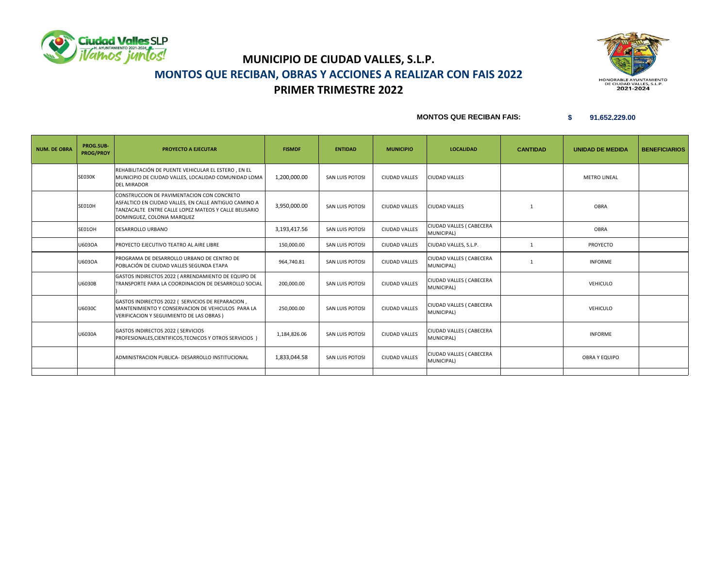# MUNICIPIO DE CIUDAD VALLES, S.L.P.

## MONTOS QUE RECIBAN, OBRAS Y ACCIONES A REALIZAR CON FAIS 2022

## PRIMER TRIMESTRE 2022

**MONTOS QUE RECIBAN FAIS:** **$ 91,652,229.00**

| NUM. DE OBRA | PROG.SUB-PROG/PROY | PROYECTO A EJECUTAR | FISMDF | ENTIDAD | MUNICIPIO | LOCALIDAD | CANTIDAD | UNIDAD DE MEDIDA | BENEFICIARIOS |
|---|---|---|---|---|---|---|---|---|---|
| | SE030K | REHABILITACIÓN DE PUENTE VEHICULAR EL ESTERO , EN EL MUNICIPIO DE CIUDAD VALLES, LOCALIDAD COMUNIDAD LOMA DEL MIRADOR | 1,200,000.00 | SAN LUIS POTOSI | CIUDAD VALLES | CIUDAD VALLES | | METRO LINEAL | |
| | SE010H | CONSTRUCCION DE PAVIMENTACION CON CONCRETO ASFALTICO EN CIUDAD VALLES, EN CALLE ANTIGUO CAMINO A TANZACALTE ENTRE CALLE LOPEZ MATEOS Y CALLE BELISARIO DOMINGUEZ, COLONIA MARQUEZ | 3,950,000.00 | SAN LUIS POTOSI | CIUDAD VALLES | CIUDAD VALLES | 1 | OBRA | |
| | SE01OH | DESARROLLO URBANO | 3,193,417.56 | SAN LUIS POTOSI | CIUDAD VALLES | CIUDAD VALLES ( CABECERA MUNICIPAL) | | OBRA | |
| | U603OA | PROYECTO EJECUTIVO TEATRO AL AIRE LIBRE | 150,000.00 | SAN LUIS POTOSI | CIUDAD VALLES | CIUDAD VALLES, S.L.P. | 1 | PROYECTO | |
| | U603OA | PROGRAMA DE DESARROLLO URBANO DE CENTRO DE POBLACIÓN DE CIUDAD VALLES SEGUNDA ETAPA | 964,740.81 | SAN LUIS POTOSI | CIUDAD VALLES | CIUDAD VALLES ( CABECERA MUNICIPAL) | 1 | INFORME | |
| | U6030B | GASTOS INDIRECTOS 2022 ( ARRENDAMIENTO DE EQUIPO DE TRANSPORTE PARA LA COORDINACION DE DESARROLLO SOCIAL ) | 200,000.00 | SAN LUIS POTOSI | CIUDAD VALLES | CIUDAD VALLES ( CABECERA MUNICIPAL) | | VEHICULO | |
| | U6030C | GASTOS INDIRECTOS 2022 ( SERVICIOS DE REPARACION , MANTENIMIENTO Y CONSERVACION DE VEHICULOS PARA LA VERIFICACION Y SEGUIMIENTO DE LAS OBRAS ) | 250,000.00 | SAN LUIS POTOSI | CIUDAD VALLES | CIUDAD VALLES ( CABECERA MUNICIPAL) | | VEHICULO | |
| | U6030A | GASTOS INDIRECTOS 2022 ( SERVICIOS PROFESIONALES,CIENTIFICOS,TECNICOS Y OTROS SERVICIOS ) | 1,184,826.06 | SAN LUIS POTOSI | CIUDAD VALLES | CIUDAD VALLES ( CABECERA MUNICIPAL) | | INFORME | |
| | | ADMINISTRACION PUBLICA- DESARROLLO INSTITUCIONAL | 1,833,044.58 | SAN LUIS POTOSI | CIUDAD VALLES | CIUDAD VALLES ( CABECERA MUNICIPAL) | | OBRA Y EQUIPO | |
| | | | | | | | | | |